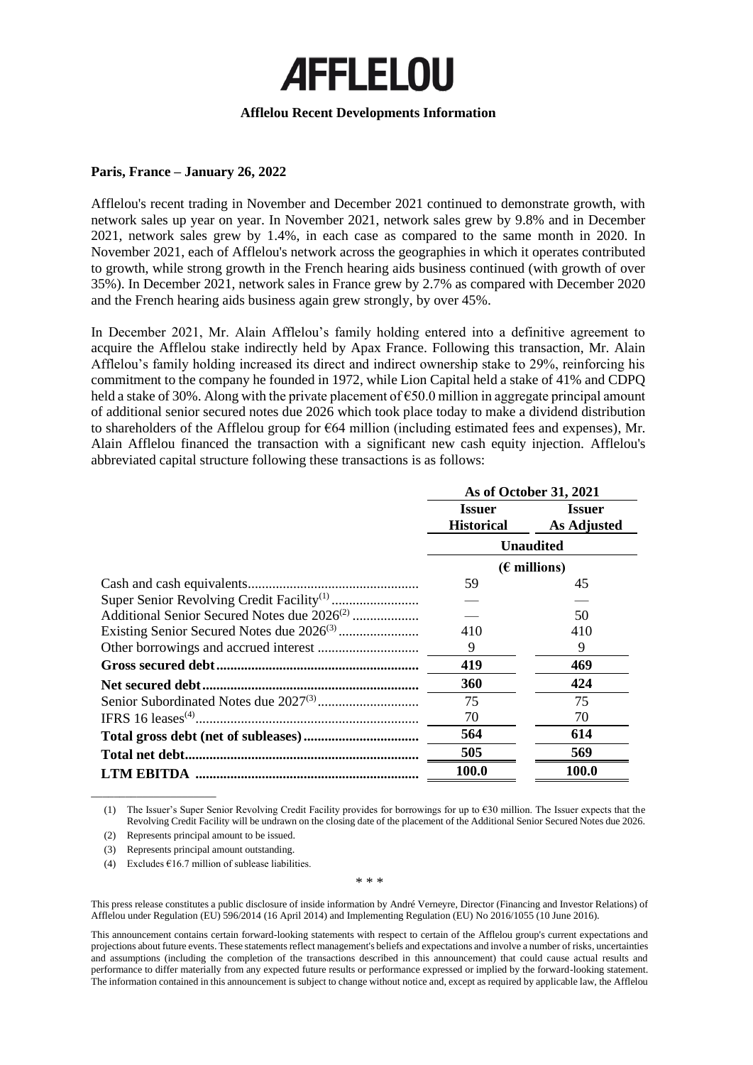# AFFLELOU

**Afflelou Recent Developments Information**

**Paris, France – January 26, 2022**

Afflelou's recent trading in November and December 2021 continued to demonstrate growth, with network sales up year on year. In November 2021, network sales grew by 9.8% and in December 2021, network sales grew by 1.4%, in each case as compared to the same month in 2020. In November 2021, each of Afflelou's network across the geographies in which it operates contributed to growth, while strong growth in the French hearing aids business continued (with growth of over 35%). In December 2021, network sales in France grew by 2.7% as compared with December 2020 and the French hearing aids business again grew strongly, by over 45%.

In December 2021, Mr. Alain Afflelou's family holding entered into a definitive agreement to acquire the Afflelou stake indirectly held by Apax France. Following this transaction, Mr. Alain Afflelou's family holding increased its direct and indirect ownership stake to 29%, reinforcing his commitment to the company he founded in 1972, while Lion Capital held a stake of 41% and CDPQ held a stake of 30%. Along with the private placement of €50.0 million in aggregate principal amount of additional senior secured notes due 2026 which took place today to make a dividend distribution to shareholders of the Afflelou group for €64 million (including estimated fees and expenses), Mr. Alain Afflelou financed the transaction with a significant new cash equity injection. Afflelou's abbreviated capital structure following these transactions is as follows:

| | As of October 31, 2021 | |
|---|---|---|
| | **Issuer Historical** | **Issuer As Adjusted** |
| | **Unaudited** | |
| | **(€ millions)** | |
| Cash and cash equivalents | 59 | 45 |
| Super Senior Revolving Credit Facility[(1)] | — | — |
| Additional Senior Secured Notes due 2026[(2)] | — | 50 |
| Existing Senior Secured Notes due 2026[(3)] | 410 | 410 |
| Other borrowings and accrued interest | 9 | 9 |
| **Gross secured debt** | **419** | **469** |
| **Net secured debt** | **360** | **424** |
| Senior Subordinated Notes due 2027[(3)] | 75 | 75 |
| IFRS 16 leases[(4)] | 70 | 70 |
| **Total gross debt (net of subleases)** | **564** | **614** |
| **Total net debt** | **505** | **569** |
| **LTM EBITDA** | **100.0** | **100.0** |

(1) The Issuer's Super Senior Revolving Credit Facility provides for borrowings for up to €30 million. The Issuer expects that the Revolving Credit Facility will be undrawn on the closing date of the placement of the Additional Senior Secured Notes due 2026.

(2) Represents principal amount to be issued.

(3) Represents principal amount outstanding.

(4) Excludes €16.7 million of sublease liabilities.

\* \* \*

This press release constitutes a public disclosure of inside information by André Verneyre, Director (Financing and Investor Relations) of Afflelou under Regulation (EU) 596/2014 (16 April 2014) and Implementing Regulation (EU) No 2016/1055 (10 June 2016).

This announcement contains certain forward-looking statements with respect to certain of the Afflelou group's current expectations and projections about future events. These statements reflect management's beliefs and expectations and involve a number of risks, uncertainties and assumptions (including the completion of the transactions described in this announcement) that could cause actual results and performance to differ materially from any expected future results or performance expressed or implied by the forward-looking statement. The information contained in this announcement is subject to change without notice and, except as required by applicable law, the Afflelou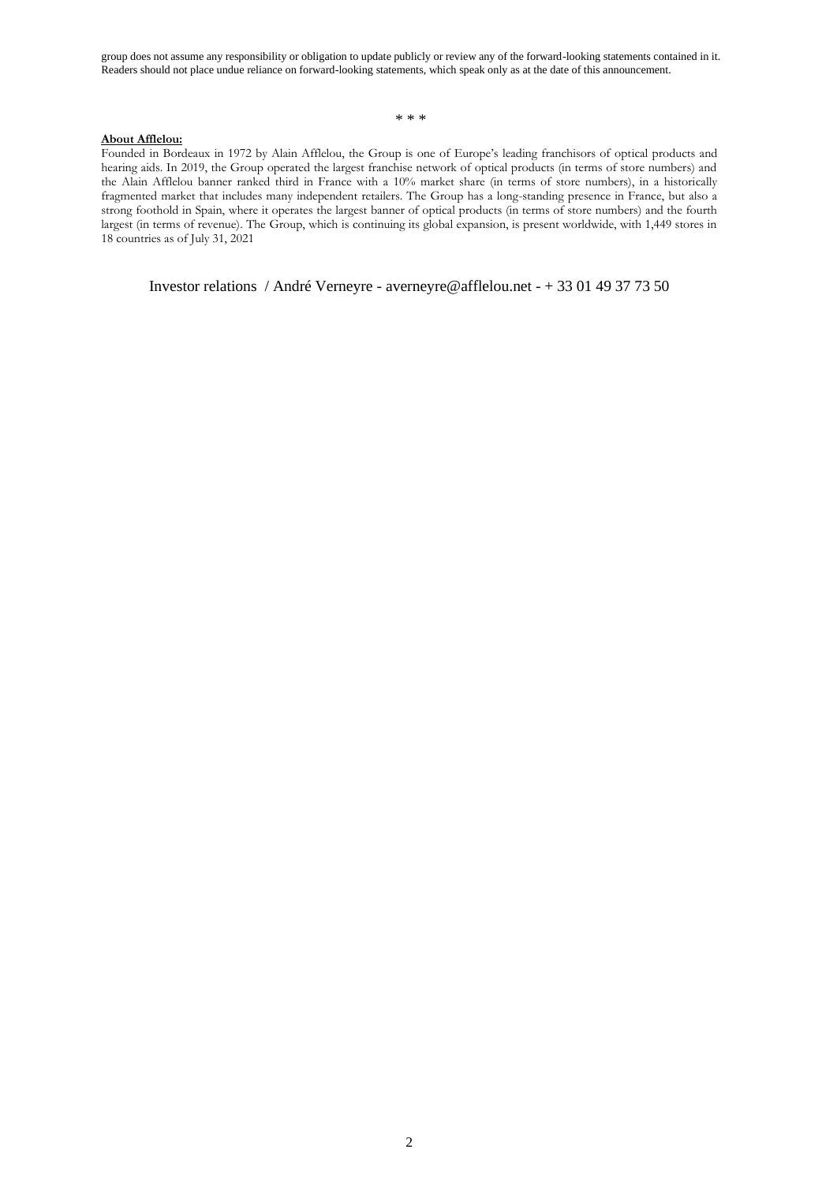group does not assume any responsibility or obligation to update publicly or review any of the forward-looking statements contained in it. Readers should not place undue reliance on forward-looking statements, which speak only as at the date of this announcement.

* * *

**About Afflelou:**

Founded in Bordeaux in 1972 by Alain Afflelou, the Group is one of Europe's leading franchisors of optical products and hearing aids. In 2019, the Group operated the largest franchise network of optical products (in terms of store numbers) and the Alain Afflelou banner ranked third in France with a 10% market share (in terms of store numbers), in a historically fragmented market that includes many independent retailers. The Group has a long-standing presence in France, but also a strong foothold in Spain, where it operates the largest banner of optical products (in terms of store numbers) and the fourth largest (in terms of revenue). The Group, which is continuing its global expansion, is present worldwide, with 1,449 stores in 18 countries as of July 31, 2021

Investor relations / André Verneyre - averneyre@afflelou.net - + 33 01 49 37 73 50